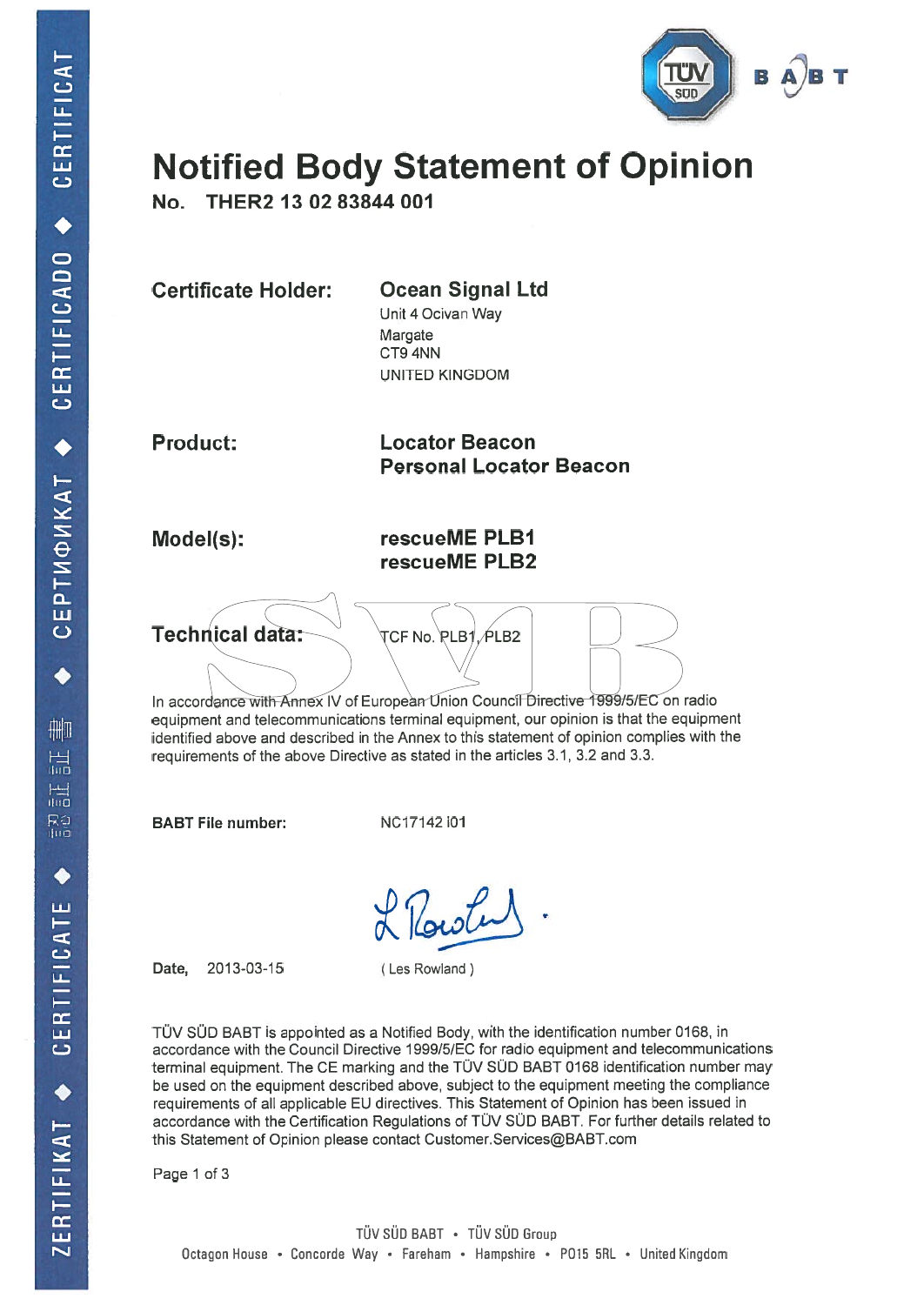# Notified Body Statement of Opinion

**No. THER2 13 02 83844 001**

**Certificate Holder:** **Ocean Signal Ltd**
Unit 4 Ocivan Way
Margate
CT9 4NN
UNITED KINGDOM

**Product:** **Locator Beacon**
**Personal Locator Beacon**

**Model(s):** **rescueME PLB1**
**rescueME PLB2**

**Technical data:** TCF No. PLB1, PLB2

In accordance with Annex IV of European Union Council Directive 1999/5/EC on radio equipment and telecommunications terminal equipment, our opinion is that the equipment identified above and described in the Annex to this statement of opinion complies with the requirements of the above Directive as stated in the articles 3.1, 3.2 and 3.3.

**BABT File number:** NC17142 i01

**Date,** 2013-03-15

( Les Rowland )

TÜV SÜD BABT is appointed as a Notified Body, with the identification number 0168, in accordance with the Council Directive 1999/5/EC for radio equipment and telecommunications terminal equipment. The CE marking and the TÜV SÜD BABT 0168 identification number may be used on the equipment described above, subject to the equipment meeting the compliance requirements of all applicable EU directives. This Statement of Opinion has been issued in accordance with the Certification Regulations of TÜV SÜD BABT. For further details related to this Statement of Opinion please contact Customer.Services@BABT.com

TÜV SÜD BABT • TÜV SÜD Group
Octagon House • Concorde Way • Fareham • Hampshire • PO15 5RL • United Kingdom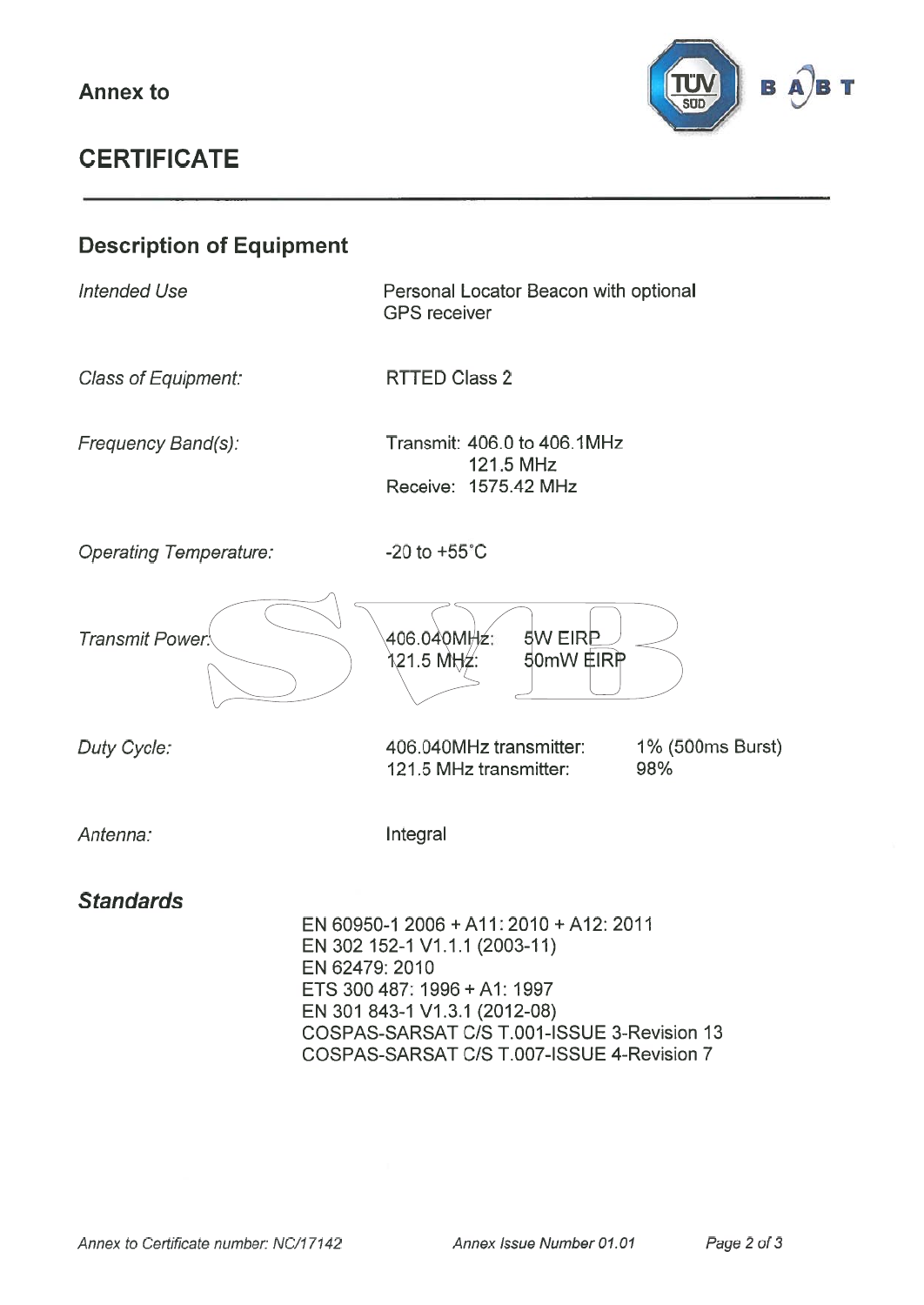**Annex to**

# CERTIFICATE

## Description of Equipment

| | |
|---|---|
| *Intended Use* | Personal Locator Beacon with optional GPS receiver |
| *Class of Equipment:* | RTTED Class 2 |
| *Frequency Band(s):* | Transmit: 406.0 to 406.1MHz<br>121.5 MHz<br>Receive: 1575.42 MHz |
| *Operating Temperature:* | -20 to +55˚C |
| *Transmit Power:* | 406.040MHz: 5W EIRP<br>121.5 MHz: 50mW EIRP |
| *Duty Cycle:* | 406.040MHz transmitter: 1% (500ms Burst)<br>121.5 MHz transmitter: 98% |
| *Antenna:* | Integral |

## *Standards*

EN 60950-1 2006 + A11: 2010 + A12: 2011
EN 302 152-1 V1.1.1 (2003-11)
EN 62479: 2010
ETS 300 487: 1996 + A1: 1997
EN 301 843-1 V1.3.1 (2012-08)
COSPAS-SARSAT C/S T.001-ISSUE 3-Revision 13
COSPAS-SARSAT C/S T.007-ISSUE 4-Revision 7

*Annex to Certificate number: NC/17142* *Annex Issue Number 01.01*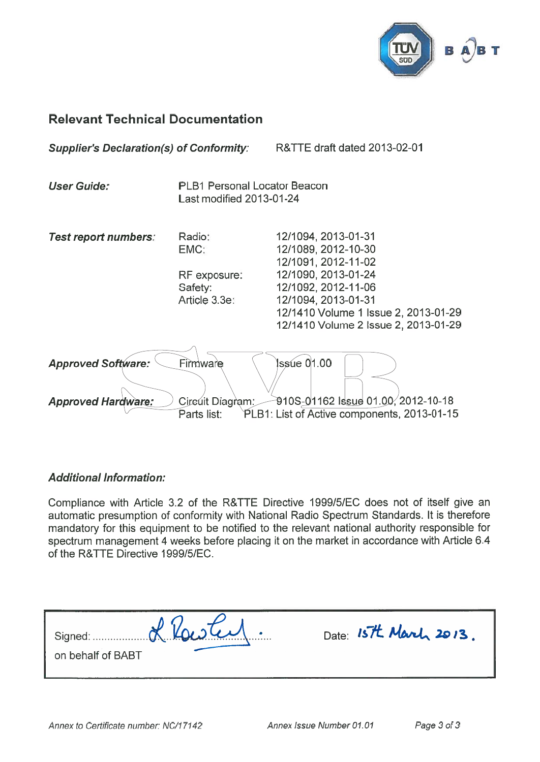## Relevant Technical Documentation

***Supplier's Declaration(s) of Conformity:*** R&TTE draft dated 2013-02-01

***User Guide:*** PLB1 Personal Locator Beacon
Last modified 2013-01-24

| | | |
|---|---|---|
| ***Test report numbers:*** | Radio: | 12/1094, 2013-01-31 |
| | EMC: | 12/1089, 2012-10-30 |
| | | 12/1091, 2012-11-02 |
| | RF exposure: | 12/1090, 2013-01-24 |
| | Safety: | 12/1092, 2012-11-06 |
| | Article 3.3e: | 12/1094, 2013-01-31 |
| | | 12/1410 Volume 1 Issue 2, 2013-01-29 |
| | | 12/1410 Volume 2 Issue 2, 2013-01-29 |

| | | |
|---|---|---|
| ***Approved Software:*** | Firmware | Issue 01.00 |
| ***Approved Hardware:*** | Circuit Diagram: | 910S-01162 Issue 01.00, 2012-10-18 |
| | Parts list: | PLB1: List of Active components, 2013-01-15 |

### *Additional Information:*

Compliance with Article 3.2 of the R&TTE Directive 1999/5/EC does not of itself give an automatic presumption of conformity with National Radio Spectrum Standards. It is therefore mandatory for this equipment to be notified to the relevant national authority responsible for spectrum management 4 weeks before placing it on the market in accordance with Article 6.4 of the R&TTE Directive 1999/5/EC.

Signed: ..................[signature]..................
on behalf of BABT

Date: 15th March 2013.

*Annex to Certificate number: NC/17142* *Annex Issue Number 01.01*